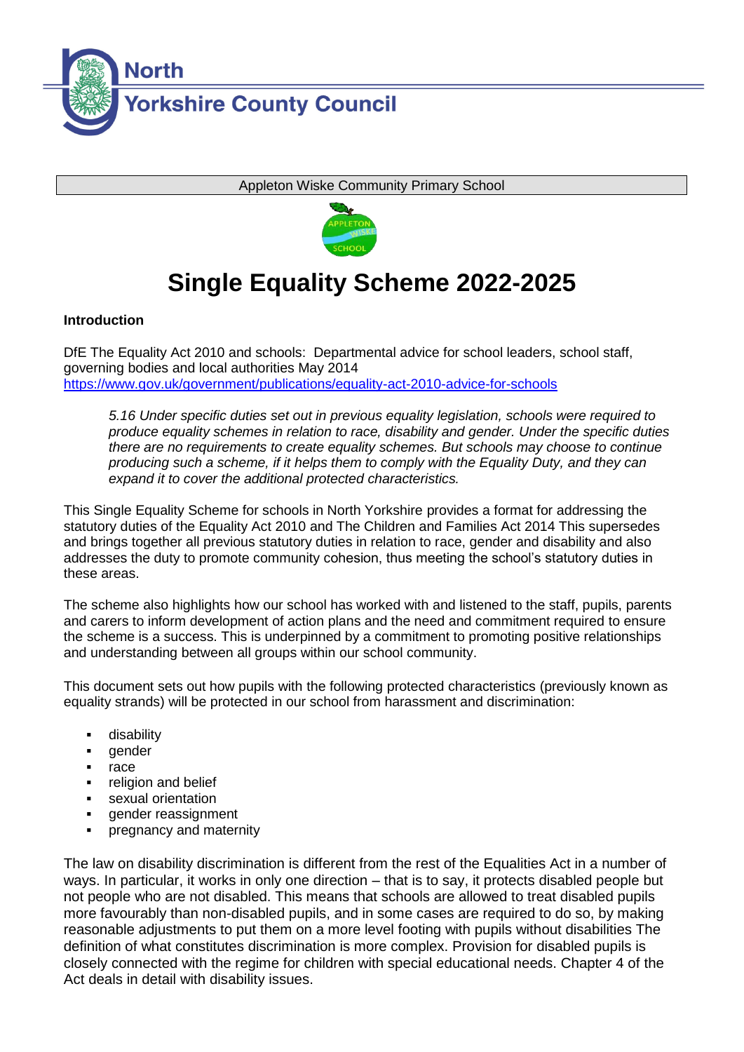North Yorkshire County Council

Appleton Wiske Community Primary School

# Single Equality Scheme 2022-2025

**Introduction**

DfE The Equality Act 2010 and schools: Departmental advice for school leaders, school staff, governing bodies and local authorities May 2014
https://www.gov.uk/government/publications/equality-act-2010-advice-for-schools

> *5.16 Under specific duties set out in previous equality legislation, schools were required to produce equality schemes in relation to race, disability and gender. Under the specific duties there are no requirements to create equality schemes. But schools may choose to continue producing such a scheme, if it helps them to comply with the Equality Duty, and they can expand it to cover the additional protected characteristics.*

This Single Equality Scheme for schools in North Yorkshire provides a format for addressing the statutory duties of the Equality Act 2010 and The Children and Families Act 2014 This supersedes and brings together all previous statutory duties in relation to race, gender and disability and also addresses the duty to promote community cohesion, thus meeting the school's statutory duties in these areas.

The scheme also highlights how our school has worked with and listened to the staff, pupils, parents and carers to inform development of action plans and the need and commitment required to ensure the scheme is a success. This is underpinned by a commitment to promoting positive relationships and understanding between all groups within our school community.

This document sets out how pupils with the following protected characteristics (previously known as equality strands) will be protected in our school from harassment and discrimination:

- disability
- gender
- race
- religion and belief
- sexual orientation
- gender reassignment
- pregnancy and maternity

The law on disability discrimination is different from the rest of the Equalities Act in a number of ways. In particular, it works in only one direction – that is to say, it protects disabled people but not people who are not disabled. This means that schools are allowed to treat disabled pupils more favourably than non-disabled pupils, and in some cases are required to do so, by making reasonable adjustments to put them on a more level footing with pupils without disabilities The definition of what constitutes discrimination is more complex. Provision for disabled pupils is closely connected with the regime for children with special educational needs. Chapter 4 of the Act deals in detail with disability issues.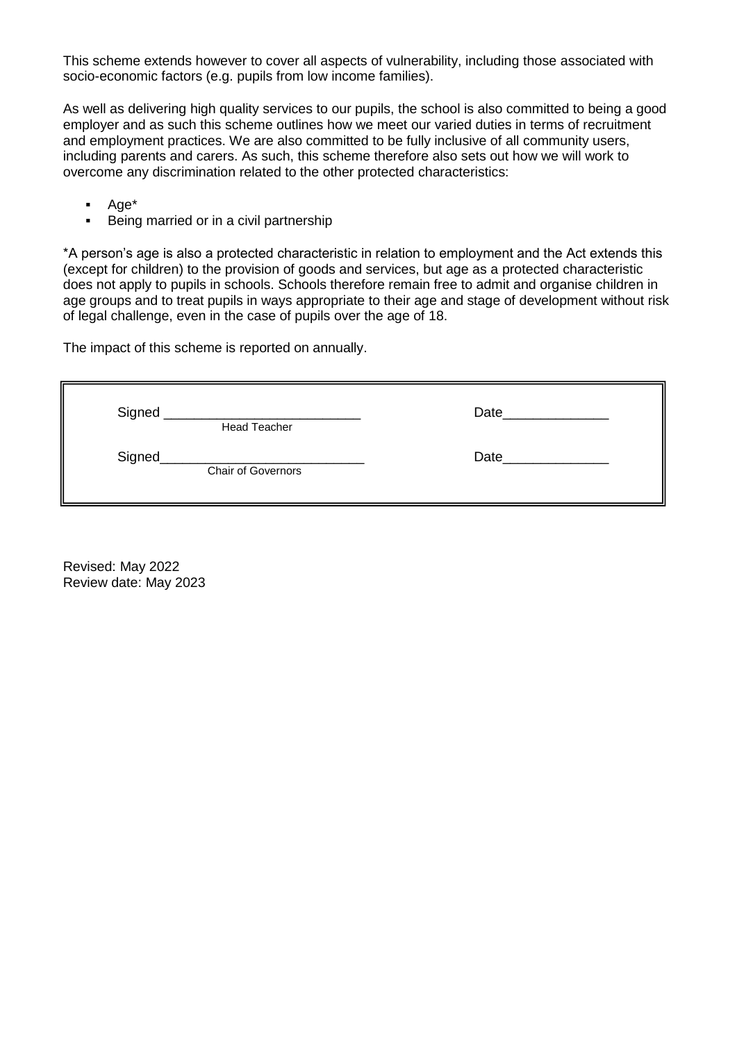This scheme extends however to cover all aspects of vulnerability, including those associated with socio-economic factors (e.g. pupils from low income families).

As well as delivering high quality services to our pupils, the school is also committed to being a good employer and as such this scheme outlines how we meet our varied duties in terms of recruitment and employment practices. We are also committed to be fully inclusive of all community users, including parents and carers. As such, this scheme therefore also sets out how we will work to overcome any discrimination related to the other protected characteristics:

- Age*
- Being married or in a civil partnership

*A person's age is also a protected characteristic in relation to employment and the Act extends this (except for children) to the provision of goods and services, but age as a protected characteristic does not apply to pupils in schools. Schools therefore remain free to admit and organise children in age groups and to treat pupils in ways appropriate to their age and stage of development without risk of legal challenge, even in the case of pupils over the age of 18.

The impact of this scheme is reported on annually.

| | |
|---|---|
| Signed ___________________________ Head Teacher | Date______________ |
| Signed___________________________ Chair of Governors | Date______________ |

Revised: May 2022
Review date: May 2023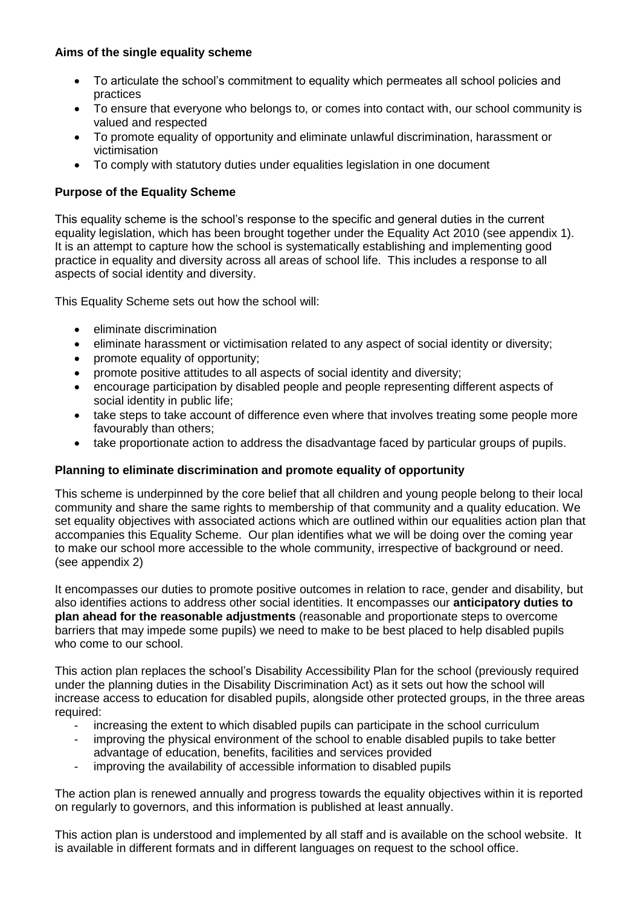**Aims of the single equality scheme**

- To articulate the school's commitment to equality which permeates all school policies and practices
- To ensure that everyone who belongs to, or comes into contact with, our school community is valued and respected
- To promote equality of opportunity and eliminate unlawful discrimination, harassment or victimisation
- To comply with statutory duties under equalities legislation in one document

**Purpose of the Equality Scheme**

This equality scheme is the school's response to the specific and general duties in the current equality legislation, which has been brought together under the Equality Act 2010 (see appendix 1). It is an attempt to capture how the school is systematically establishing and implementing good practice in equality and diversity across all areas of school life. This includes a response to all aspects of social identity and diversity.

This Equality Scheme sets out how the school will:

- eliminate discrimination
- eliminate harassment or victimisation related to any aspect of social identity or diversity;
- promote equality of opportunity;
- promote positive attitudes to all aspects of social identity and diversity;
- encourage participation by disabled people and people representing different aspects of social identity in public life;
- take steps to take account of difference even where that involves treating some people more favourably than others;
- take proportionate action to address the disadvantage faced by particular groups of pupils.

**Planning to eliminate discrimination and promote equality of opportunity**

This scheme is underpinned by the core belief that all children and young people belong to their local community and share the same rights to membership of that community and a quality education. We set equality objectives with associated actions which are outlined within our equalities action plan that accompanies this Equality Scheme. Our plan identifies what we will be doing over the coming year to make our school more accessible to the whole community, irrespective of background or need. (see appendix 2)

It encompasses our duties to promote positive outcomes in relation to race, gender and disability, but also identifies actions to address other social identities. It encompasses our **anticipatory duties to plan ahead for the reasonable adjustments** (reasonable and proportionate steps to overcome barriers that may impede some pupils) we need to make to be best placed to help disabled pupils who come to our school.

This action plan replaces the school's Disability Accessibility Plan for the school (previously required under the planning duties in the Disability Discrimination Act) as it sets out how the school will increase access to education for disabled pupils, alongside other protected groups, in the three areas required:

- increasing the extent to which disabled pupils can participate in the school curriculum
- improving the physical environment of the school to enable disabled pupils to take better advantage of education, benefits, facilities and services provided
- improving the availability of accessible information to disabled pupils

The action plan is renewed annually and progress towards the equality objectives within it is reported on regularly to governors, and this information is published at least annually.

This action plan is understood and implemented by all staff and is available on the school website. It is available in different formats and in different languages on request to the school office.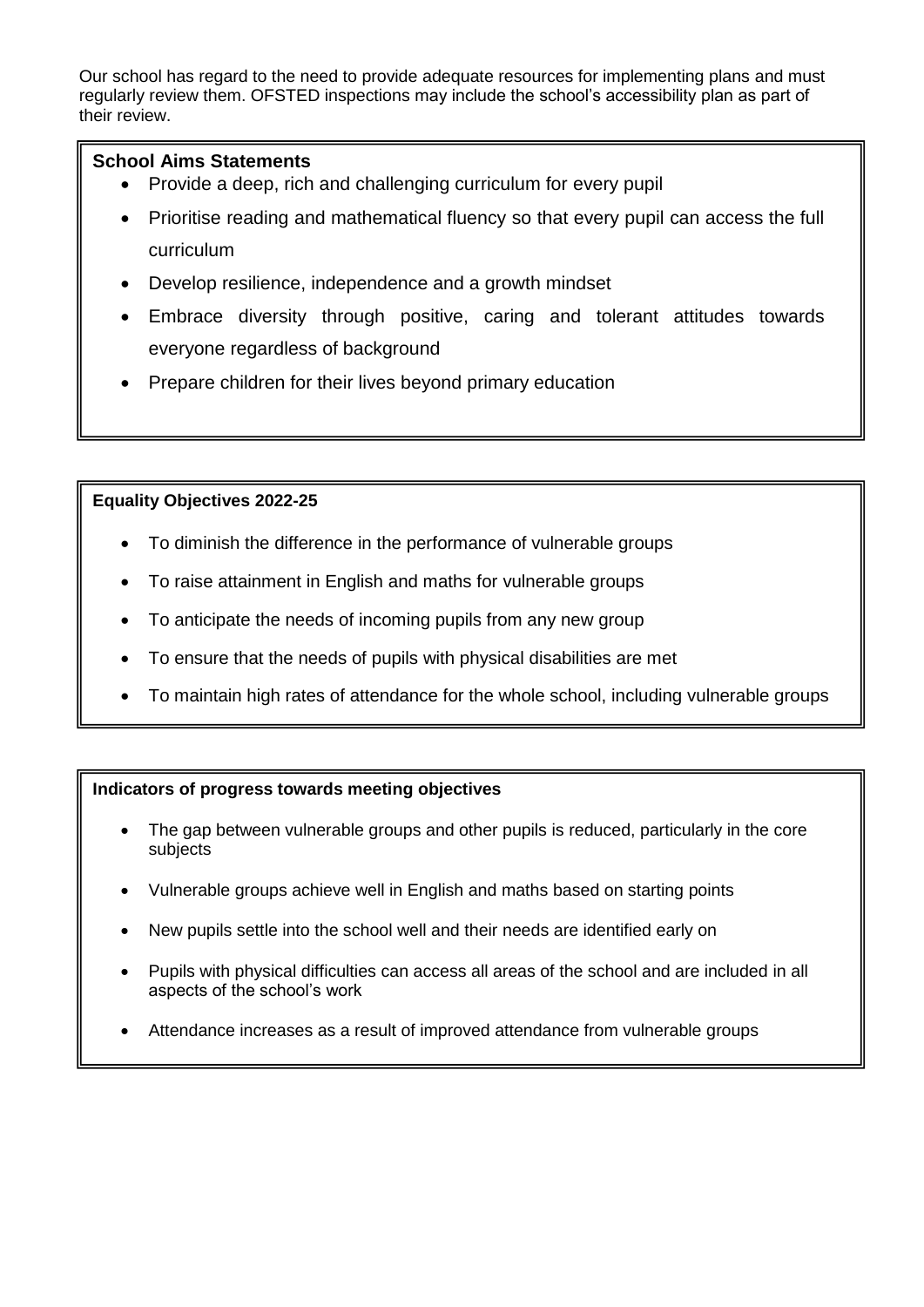Our school has regard to the need to provide adequate resources for implementing plans and must regularly review them. OFSTED inspections may include the school's accessibility plan as part of their review.

**School Aims Statements**

- Provide a deep, rich and challenging curriculum for every pupil
- Prioritise reading and mathematical fluency so that every pupil can access the full curriculum
- Develop resilience, independence and a growth mindset
- Embrace diversity through positive, caring and tolerant attitudes towards everyone regardless of background
- Prepare children for their lives beyond primary education

**Equality Objectives 2022-25**

- To diminish the difference in the performance of vulnerable groups
- To raise attainment in English and maths for vulnerable groups
- To anticipate the needs of incoming pupils from any new group
- To ensure that the needs of pupils with physical disabilities are met
- To maintain high rates of attendance for the whole school, including vulnerable groups

**Indicators of progress towards meeting objectives**

- The gap between vulnerable groups and other pupils is reduced, particularly in the core subjects
- Vulnerable groups achieve well in English and maths based on starting points
- New pupils settle into the school well and their needs are identified early on
- Pupils with physical difficulties can access all areas of the school and are included in all aspects of the school's work
- Attendance increases as a result of improved attendance from vulnerable groups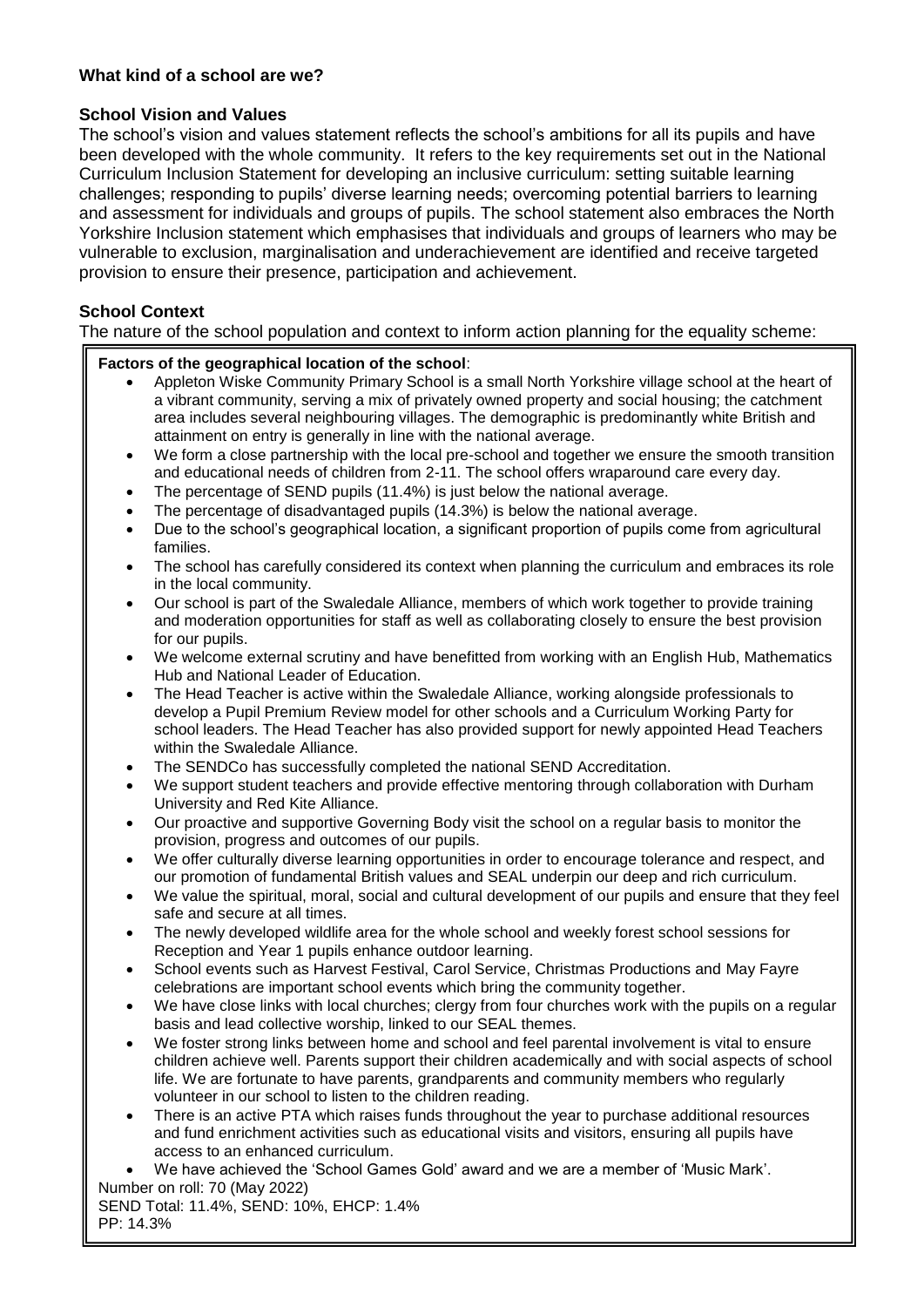**What kind of a school are we?**

**School Vision and Values**

The school's vision and values statement reflects the school's ambitions for all its pupils and have been developed with the whole community. It refers to the key requirements set out in the National Curriculum Inclusion Statement for developing an inclusive curriculum: setting suitable learning challenges; responding to pupils' diverse learning needs; overcoming potential barriers to learning and assessment for individuals and groups of pupils. The school statement also embraces the North Yorkshire Inclusion statement which emphasises that individuals and groups of learners who may be vulnerable to exclusion, marginalisation and underachievement are identified and receive targeted provision to ensure their presence, participation and achievement.

**School Context**

The nature of the school population and context to inform action planning for the equality scheme:

**Factors of the geographical location of the school**:

- Appleton Wiske Community Primary School is a small North Yorkshire village school at the heart of a vibrant community, serving a mix of privately owned property and social housing; the catchment area includes several neighbouring villages. The demographic is predominantly white British and attainment on entry is generally in line with the national average.
- We form a close partnership with the local pre-school and together we ensure the smooth transition and educational needs of children from 2-11. The school offers wraparound care every day.
- The percentage of SEND pupils (11.4%) is just below the national average.
- The percentage of disadvantaged pupils (14.3%) is below the national average.
- Due to the school's geographical location, a significant proportion of pupils come from agricultural families.
- The school has carefully considered its context when planning the curriculum and embraces its role in the local community.
- Our school is part of the Swaledale Alliance, members of which work together to provide training and moderation opportunities for staff as well as collaborating closely to ensure the best provision for our pupils.
- We welcome external scrutiny and have benefitted from working with an English Hub, Mathematics Hub and National Leader of Education.
- The Head Teacher is active within the Swaledale Alliance, working alongside professionals to develop a Pupil Premium Review model for other schools and a Curriculum Working Party for school leaders. The Head Teacher has also provided support for newly appointed Head Teachers within the Swaledale Alliance.
- The SENDCo has successfully completed the national SEND Accreditation.
- We support student teachers and provide effective mentoring through collaboration with Durham University and Red Kite Alliance.
- Our proactive and supportive Governing Body visit the school on a regular basis to monitor the provision, progress and outcomes of our pupils.
- We offer culturally diverse learning opportunities in order to encourage tolerance and respect, and our promotion of fundamental British values and SEAL underpin our deep and rich curriculum.
- We value the spiritual, moral, social and cultural development of our pupils and ensure that they feel safe and secure at all times.
- The newly developed wildlife area for the whole school and weekly forest school sessions for Reception and Year 1 pupils enhance outdoor learning.
- School events such as Harvest Festival, Carol Service, Christmas Productions and May Fayre celebrations are important school events which bring the community together.
- We have close links with local churches; clergy from four churches work with the pupils on a regular basis and lead collective worship, linked to our SEAL themes.
- We foster strong links between home and school and feel parental involvement is vital to ensure children achieve well. Parents support their children academically and with social aspects of school life. We are fortunate to have parents, grandparents and community members who regularly volunteer in our school to listen to the children reading.
- There is an active PTA which raises funds throughout the year to purchase additional resources and fund enrichment activities such as educational visits and visitors, ensuring all pupils have access to an enhanced curriculum.
- We have achieved the 'School Games Gold' award and we are a member of 'Music Mark'.

Number on roll: 70 (May 2022)
SEND Total: 11.4%, SEND: 10%, EHCP: 1.4%
PP: 14.3%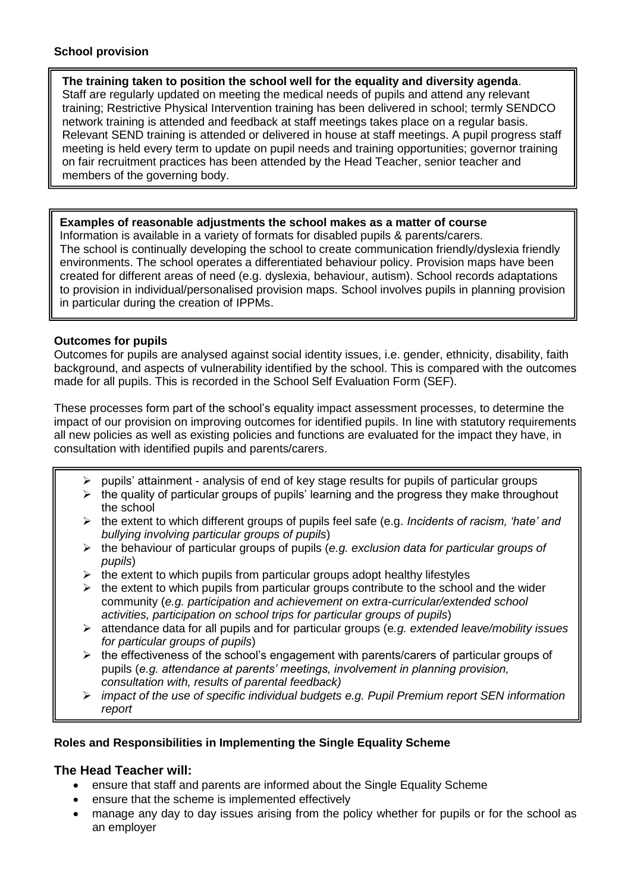**School provision**

**The training taken to position the school well for the equality and diversity agenda**.
Staff are regularly updated on meeting the medical needs of pupils and attend any relevant training; Restrictive Physical Intervention training has been delivered in school; termly SENDCO network training is attended and feedback at staff meetings takes place on a regular basis. Relevant SEND training is attended or delivered in house at staff meetings. A pupil progress staff meeting is held every term to update on pupil needs and training opportunities; governor training on fair recruitment practices has been attended by the Head Teacher, senior teacher and members of the governing body.

**Examples of reasonable adjustments the school makes as a matter of course**
Information is available in a variety of formats for disabled pupils & parents/carers.
The school is continually developing the school to create communication friendly/dyslexia friendly environments. The school operates a differentiated behaviour policy. Provision maps have been created for different areas of need (e.g. dyslexia, behaviour, autism). School records adaptations to provision in individual/personalised provision maps. School involves pupils in planning provision in particular during the creation of IPPMs.

**Outcomes for pupils**
Outcomes for pupils are analysed against social identity issues, i.e. gender, ethnicity, disability, faith background, and aspects of vulnerability identified by the school. This is compared with the outcomes made for all pupils. This is recorded in the School Self Evaluation Form (SEF).

These processes form part of the school's equality impact assessment processes, to determine the impact of our provision on improving outcomes for identified pupils. In line with statutory requirements all new policies as well as existing policies and functions are evaluated for the impact they have, in consultation with identified pupils and parents/carers.

- pupils' attainment - analysis of end of key stage results for pupils of particular groups
- the quality of particular groups of pupils' learning and the progress they make throughout the school
- the extent to which different groups of pupils feel safe (e.g. *Incidents of racism, 'hate' and bullying involving particular groups of pupils*)
- the behaviour of particular groups of pupils (*e.g. exclusion data for particular groups of pupils*)
- the extent to which pupils from particular groups adopt healthy lifestyles
- the extent to which pupils from particular groups contribute to the school and the wider community (*e.g. participation and achievement on extra-curricular/extended school activities, participation on school trips for particular groups of pupils*)
- attendance data for all pupils and for particular groups (e*.g. extended leave/mobility issues for particular groups of pupils*)
- the effectiveness of the school's engagement with parents/carers of particular groups of pupils (*e.g. attendance at parents' meetings, involvement in planning provision, consultation with, results of parental feedback)*
- *impact of the use of specific individual budgets e.g. Pupil Premium report SEN information report*

**Roles and Responsibilities in Implementing the Single Equality Scheme**

### The Head Teacher will:

- ensure that staff and parents are informed about the Single Equality Scheme
- ensure that the scheme is implemented effectively
- manage any day to day issues arising from the policy whether for pupils or for the school as an employer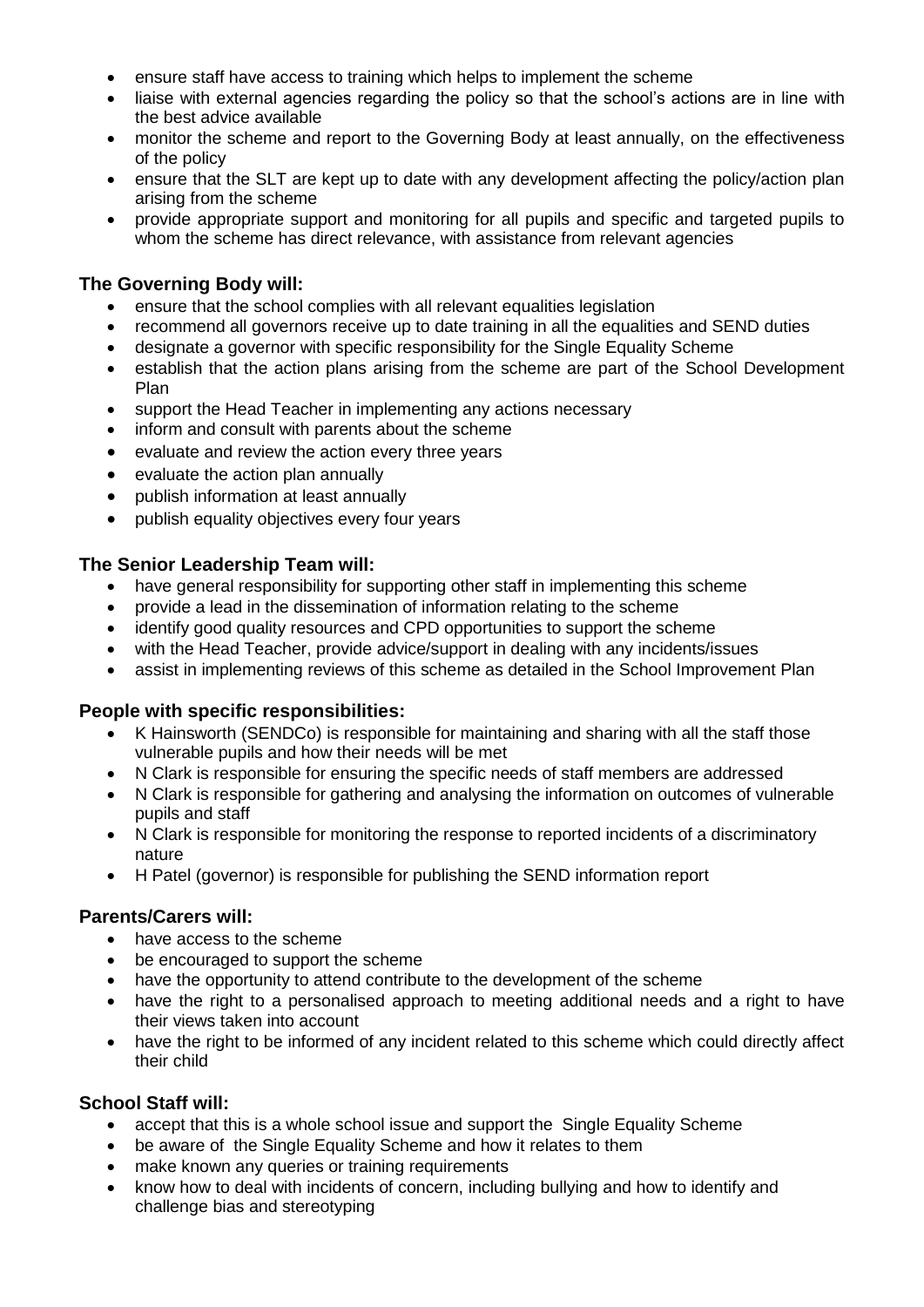- ensure staff have access to training which helps to implement the scheme
- liaise with external agencies regarding the policy so that the school's actions are in line with the best advice available
- monitor the scheme and report to the Governing Body at least annually, on the effectiveness of the policy
- ensure that the SLT are kept up to date with any development affecting the policy/action plan arising from the scheme
- provide appropriate support and monitoring for all pupils and specific and targeted pupils to whom the scheme has direct relevance, with assistance from relevant agencies

**The Governing Body will:**

- ensure that the school complies with all relevant equalities legislation
- recommend all governors receive up to date training in all the equalities and SEND duties
- designate a governor with specific responsibility for the Single Equality Scheme
- establish that the action plans arising from the scheme are part of the School Development Plan
- support the Head Teacher in implementing any actions necessary
- inform and consult with parents about the scheme
- evaluate and review the action every three years
- evaluate the action plan annually
- publish information at least annually
- publish equality objectives every four years

**The Senior Leadership Team will:**

- have general responsibility for supporting other staff in implementing this scheme
- provide a lead in the dissemination of information relating to the scheme
- identify good quality resources and CPD opportunities to support the scheme
- with the Head Teacher, provide advice/support in dealing with any incidents/issues
- assist in implementing reviews of this scheme as detailed in the School Improvement Plan

**People with specific responsibilities:**

- K Hainsworth (SENDCo) is responsible for maintaining and sharing with all the staff those vulnerable pupils and how their needs will be met
- N Clark is responsible for ensuring the specific needs of staff members are addressed
- N Clark is responsible for gathering and analysing the information on outcomes of vulnerable pupils and staff
- N Clark is responsible for monitoring the response to reported incidents of a discriminatory nature
- H Patel (governor) is responsible for publishing the SEND information report

**Parents/Carers will:**

- have access to the scheme
- be encouraged to support the scheme
- have the opportunity to attend contribute to the development of the scheme
- have the right to a personalised approach to meeting additional needs and a right to have their views taken into account
- have the right to be informed of any incident related to this scheme which could directly affect their child

**School Staff will:**

- accept that this is a whole school issue and support the Single Equality Scheme
- be aware of the Single Equality Scheme and how it relates to them
- make known any queries or training requirements
- know how to deal with incidents of concern, including bullying and how to identify and challenge bias and stereotyping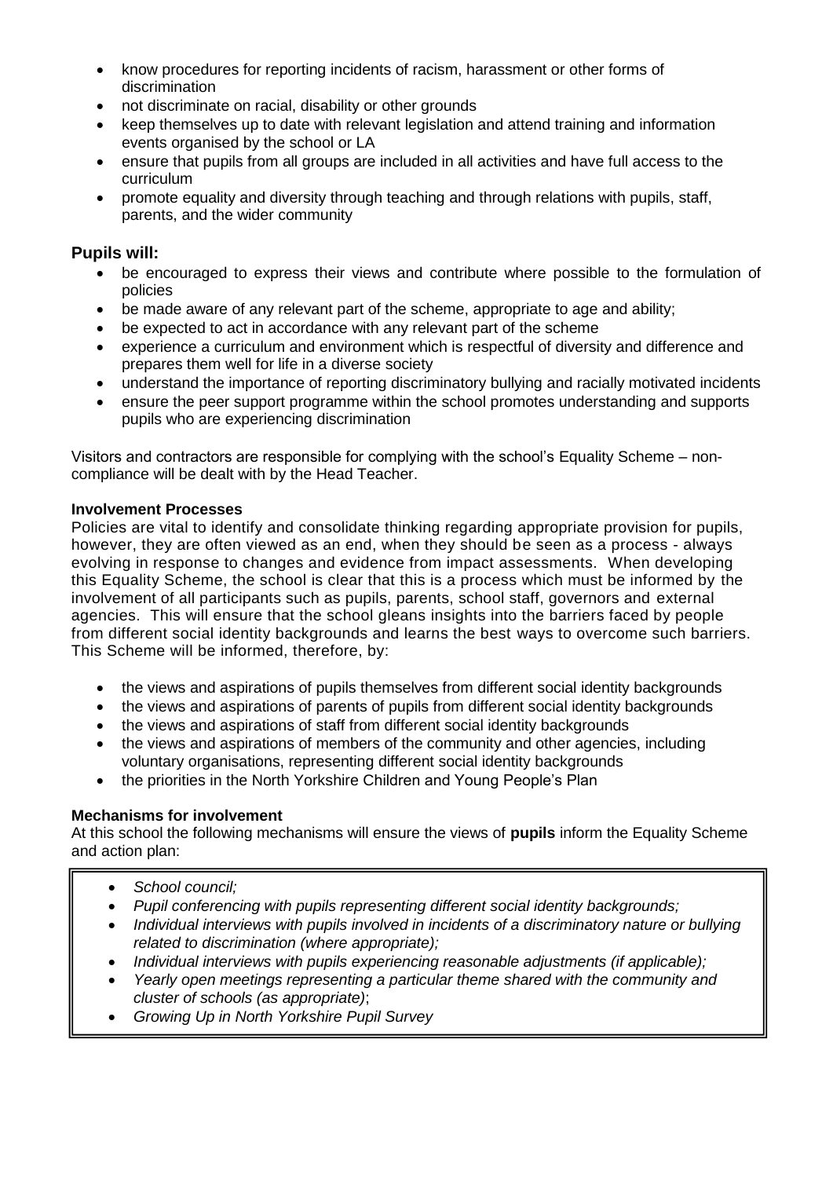- know procedures for reporting incidents of racism, harassment or other forms of discrimination
- not discriminate on racial, disability or other grounds
- keep themselves up to date with relevant legislation and attend training and information events organised by the school or LA
- ensure that pupils from all groups are included in all activities and have full access to the curriculum
- promote equality and diversity through teaching and through relations with pupils, staff, parents, and the wider community

### Pupils will:

- be encouraged to express their views and contribute where possible to the formulation of policies
- be made aware of any relevant part of the scheme, appropriate to age and ability;
- be expected to act in accordance with any relevant part of the scheme
- experience a curriculum and environment which is respectful of diversity and difference and prepares them well for life in a diverse society
- understand the importance of reporting discriminatory bullying and racially motivated incidents
- ensure the peer support programme within the school promotes understanding and supports pupils who are experiencing discrimination

Visitors and contractors are responsible for complying with the school's Equality Scheme – non-compliance will be dealt with by the Head Teacher.

**Involvement Processes**

Policies are vital to identify and consolidate thinking regarding appropriate provision for pupils, however, they are often viewed as an end, when they should be seen as a process - always evolving in response to changes and evidence from impact assessments. When developing this Equality Scheme, the school is clear that this is a process which must be informed by the involvement of all participants such as pupils, parents, school staff, governors and external agencies. This will ensure that the school gleans insights into the barriers faced by people from different social identity backgrounds and learns the best ways to overcome such barriers. This Scheme will be informed, therefore, by:

- the views and aspirations of pupils themselves from different social identity backgrounds
- the views and aspirations of parents of pupils from different social identity backgrounds
- the views and aspirations of staff from different social identity backgrounds
- the views and aspirations of members of the community and other agencies, including voluntary organisations, representing different social identity backgrounds
- the priorities in the North Yorkshire Children and Young People's Plan

**Mechanisms for involvement**

At this school the following mechanisms will ensure the views of **pupils** inform the Equality Scheme and action plan:

- *School council;*
- *Pupil conferencing with pupils representing different social identity backgrounds;*
- *Individual interviews with pupils involved in incidents of a discriminatory nature or bullying related to discrimination (where appropriate);*
- *Individual interviews with pupils experiencing reasonable adjustments (if applicable);*
- *Yearly open meetings representing a particular theme shared with the community and cluster of schools (as appropriate)*;
- *Growing Up in North Yorkshire Pupil Survey*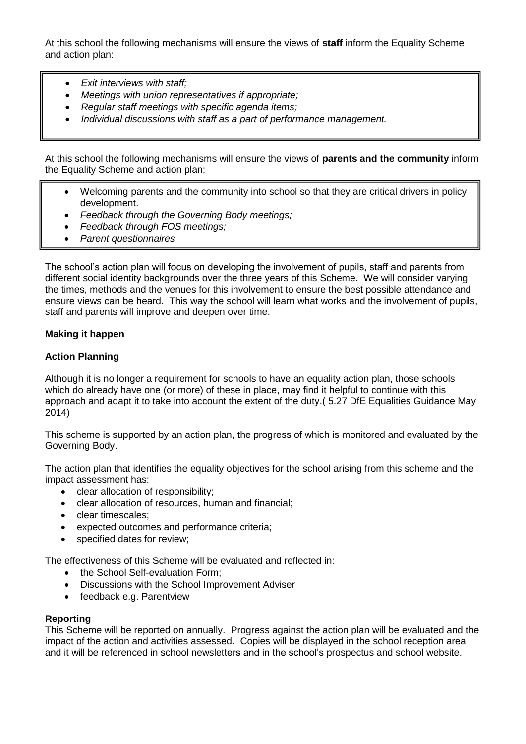At this school the following mechanisms will ensure the views of **staff** inform the Equality Scheme and action plan:

- *Exit interviews with staff;*
- *Meetings with union representatives if appropriate;*
- *Regular staff meetings with specific agenda items;*
- *Individual discussions with staff as a part of performance management.*

At this school the following mechanisms will ensure the views of **parents and the community** inform the Equality Scheme and action plan:

- Welcoming parents and the community into school so that they are critical drivers in policy development.
- *Feedback through the Governing Body meetings;*
- *Feedback through FOS meetings;*
- *Parent questionnaires*

The school's action plan will focus on developing the involvement of pupils, staff and parents from different social identity backgrounds over the three years of this Scheme. We will consider varying the times, methods and the venues for this involvement to ensure the best possible attendance and ensure views can be heard. This way the school will learn what works and the involvement of pupils, staff and parents will improve and deepen over time.

**Making it happen**

**Action Planning**

Although it is no longer a requirement for schools to have an equality action plan, those schools which do already have one (or more) of these in place, may find it helpful to continue with this approach and adapt it to take into account the extent of the duty.( 5.27 DfE Equalities Guidance May 2014)

This scheme is supported by an action plan, the progress of which is monitored and evaluated by the Governing Body.

The action plan that identifies the equality objectives for the school arising from this scheme and the impact assessment has:

- clear allocation of responsibility;
- clear allocation of resources, human and financial;
- clear timescales;
- expected outcomes and performance criteria;
- specified dates for review;

The effectiveness of this Scheme will be evaluated and reflected in:

- the School Self-evaluation Form;
- Discussions with the School Improvement Adviser
- feedback e.g. Parentview

**Reporting**

This Scheme will be reported on annually. Progress against the action plan will be evaluated and the impact of the action and activities assessed. Copies will be displayed in the school reception area and it will be referenced in school newsletters and in the school's prospectus and school website.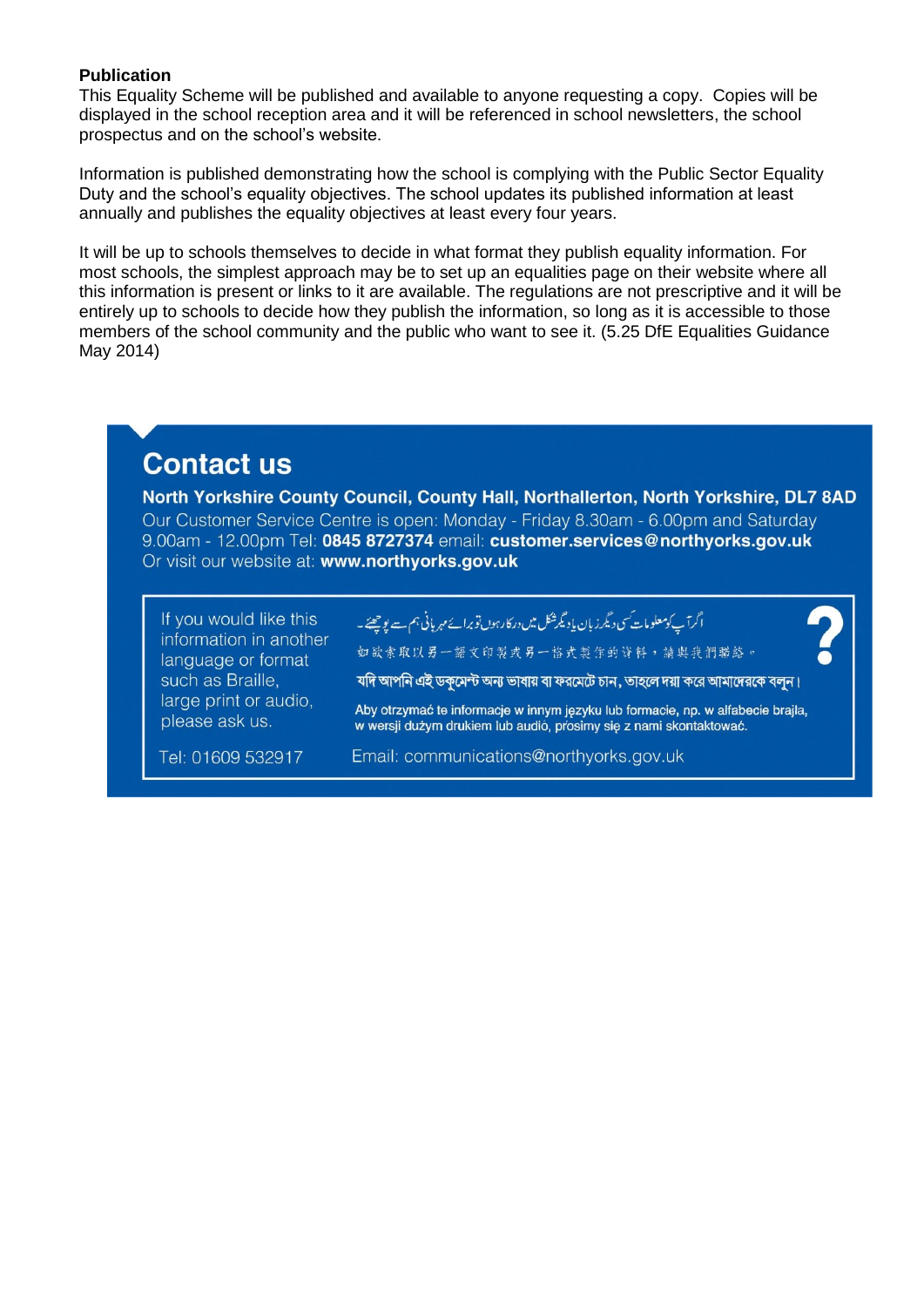**Publication**

This Equality Scheme will be published and available to anyone requesting a copy. Copies will be displayed in the school reception area and it will be referenced in school newsletters, the school prospectus and on the school's website.

Information is published demonstrating how the school is complying with the Public Sector Equality Duty and the school's equality objectives. The school updates its published information at least annually and publishes the equality objectives at least every four years.

It will be up to schools themselves to decide in what format they publish equality information. For most schools, the simplest approach may be to set up an equalities page on their website where all this information is present or links to it are available. The regulations are not prescriptive and it will be entirely up to schools to decide how they publish the information, so long as it is accessible to those members of the school community and the public who want to see it. (5.25 DfE Equalities Guidance May 2014)

## Contact us

**North Yorkshire County Council, County Hall, Northallerton, North Yorkshire, DL7 8AD**

Our Customer Service Centre is open: Monday - Friday 8.30am - 6.00pm and Saturday 9.00am - 12.00pm Tel: **0845 8727374** email: **customer.services@northyorks.gov.uk**

Or visit our website at: **www.northyorks.gov.uk**

If you would like this information in another language or format such as Braille, large print or audio, please ask us.

اگر آپ کو معلومات کسی دیگر زبان یا دیگر شکل میں درکار ہوں تو برائے مہربانی ہم سے پوچھیے۔

如欲索取以另一語文印製或另一格式製作的資料，請與我們聯絡。

যদি আপনি এই ডকুমেন্ট অন্য ভাষায় বা ফরমেটে চান, তাহলে দয়া করে আমাদেরকে বলুন।

Aby otrzymać te informacje w innym języku lub formacie, np. w alfabecie brajla, w wersji dużym drukiem lub audio, prosimy się z nami skontaktować.

Tel: 01609 532917

Email: communications@northyorks.gov.uk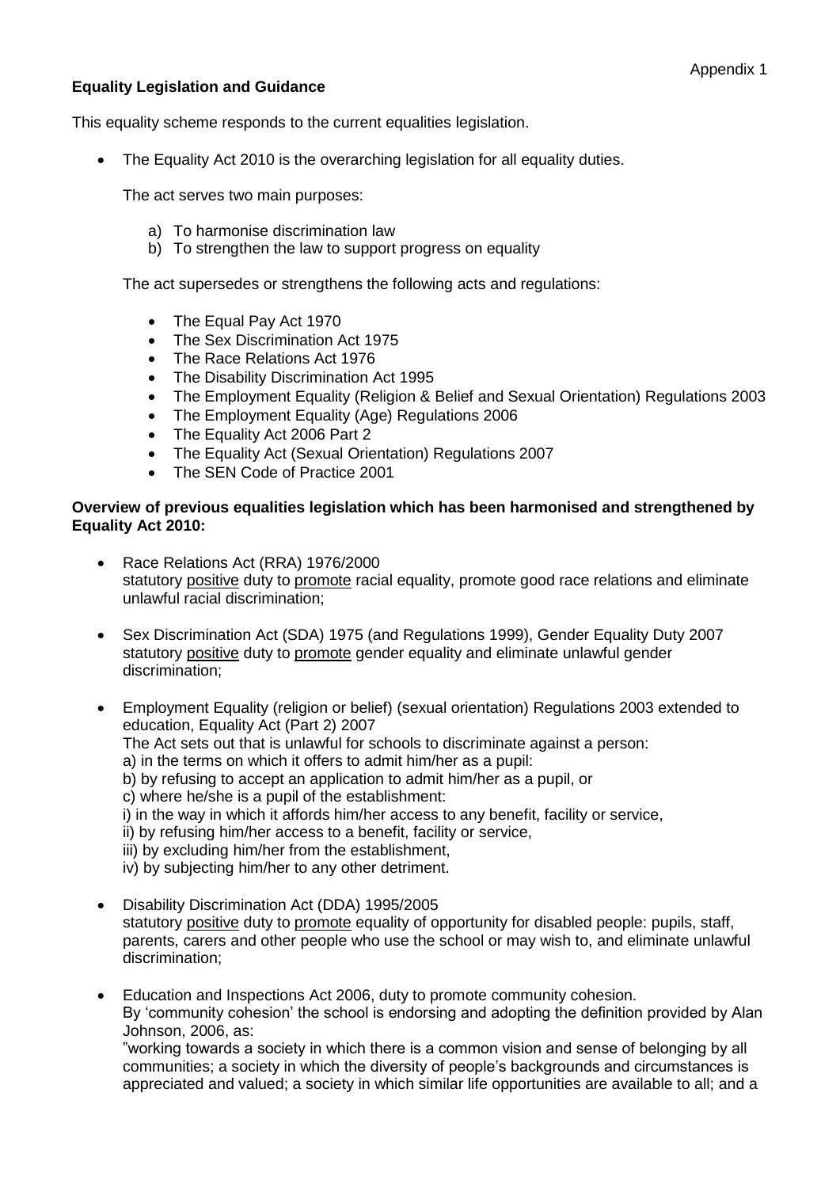Appendix 1

**Equality Legislation and Guidance**

This equality scheme responds to the current equalities legislation.

- The Equality Act 2010 is the overarching legislation for all equality duties.

  The act serves two main purposes:

  a) To harmonise discrimination law
  b) To strengthen the law to support progress on equality

  The act supersedes or strengthens the following acts and regulations:

  - The Equal Pay Act 1970
  - The Sex Discrimination Act 1975
  - The Race Relations Act 1976
  - The Disability Discrimination Act 1995
  - The Employment Equality (Religion & Belief and Sexual Orientation) Regulations 2003
  - The Employment Equality (Age) Regulations 2006
  - The Equality Act 2006 Part 2
  - The Equality Act (Sexual Orientation) Regulations 2007
  - The SEN Code of Practice 2001

**Overview of previous equalities legislation which has been harmonised and strengthened by Equality Act 2010:**

- Race Relations Act (RRA) 1976/2000
  statutory positive duty to promote racial equality, promote good race relations and eliminate unlawful racial discrimination;

- Sex Discrimination Act (SDA) 1975 (and Regulations 1999), Gender Equality Duty 2007
  statutory positive duty to promote gender equality and eliminate unlawful gender discrimination;

- Employment Equality (religion or belief) (sexual orientation) Regulations 2003 extended to education, Equality Act (Part 2) 2007
  The Act sets out that is unlawful for schools to discriminate against a person:
  a) in the terms on which it offers to admit him/her as a pupil:
  b) by refusing to accept an application to admit him/her as a pupil, or
  c) where he/she is a pupil of the establishment:
  i) in the way in which it affords him/her access to any benefit, facility or service,
  ii) by refusing him/her access to a benefit, facility or service,
  iii) by excluding him/her from the establishment,
  iv) by subjecting him/her to any other detriment.

- Disability Discrimination Act (DDA) 1995/2005
  statutory positive duty to promote equality of opportunity for disabled people: pupils, staff, parents, carers and other people who use the school or may wish to, and eliminate unlawful discrimination;

- Education and Inspections Act 2006, duty to promote community cohesion.
  By 'community cohesion' the school is endorsing and adopting the definition provided by Alan Johnson, 2006, as:
  "working towards a society in which there is a common vision and sense of belonging by all communities; a society in which the diversity of people's backgrounds and circumstances is appreciated and valued; a society in which similar life opportunities are available to all; and a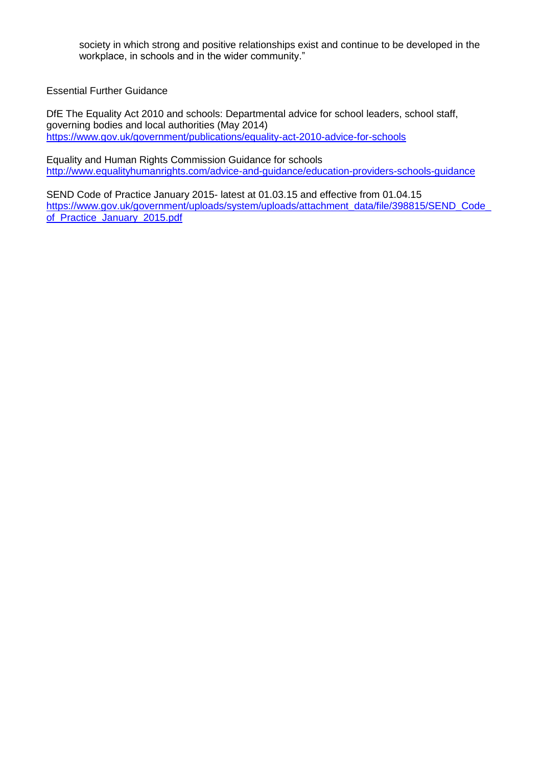society in which strong and positive relationships exist and continue to be developed in the workplace, in schools and in the wider community."

Essential Further Guidance

DfE The Equality Act 2010 and schools: Departmental advice for school leaders, school staff, governing bodies and local authorities (May 2014)
https://www.gov.uk/government/publications/equality-act-2010-advice-for-schools

Equality and Human Rights Commission Guidance for schools
http://www.equalityhumanrights.com/advice-and-guidance/education-providers-schools-guidance

SEND Code of Practice January 2015- latest at 01.03.15 and effective from 01.04.15
https://www.gov.uk/government/uploads/system/uploads/attachment_data/file/398815/SEND_Code_of_Practice_January_2015.pdf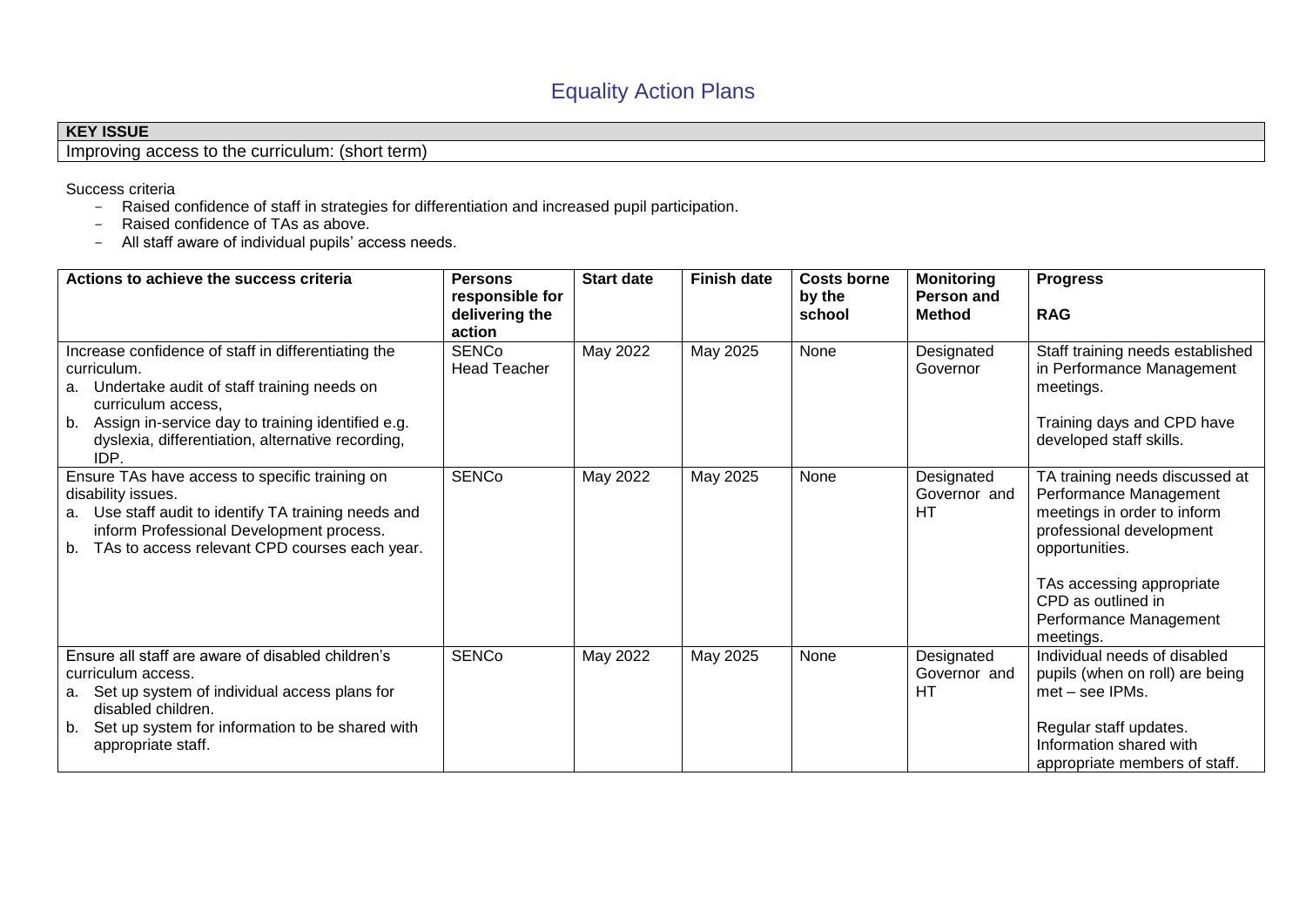# Equality Action Plans

| KEY ISSUE |
|---|
| Improving access to the curriculum: (short term) |

Success criteria

- Raised confidence of staff in strategies for differentiation and increased pupil participation.
- Raised confidence of TAs as above.
- All staff aware of individual pupils' access needs.

| Actions to achieve the success criteria | Persons responsible for delivering the action | Start date | Finish date | Costs borne by the school | Monitoring Person and Method | Progress<br><br>RAG |
|---|---|---|---|---|---|---|
| Increase confidence of staff in differentiating the curriculum.<br>a. Undertake audit of staff training needs on curriculum access,<br>b. Assign in-service day to training identified e.g. dyslexia, differentiation, alternative recording, IDP. | SENCo<br>Head Teacher | May 2022 | May 2025 | None | Designated Governor | Staff training needs established in Performance Management meetings.<br><br>Training days and CPD have developed staff skills. |
| Ensure TAs have access to specific training on disability issues.<br>a. Use staff audit to identify TA training needs and inform Professional Development process.<br>b. TAs to access relevant CPD courses each year. | SENCo | May 2022 | May 2025 | None | Designated Governor and HT | TA training needs discussed at Performance Management meetings in order to inform professional development opportunities.<br><br>TAs accessing appropriate CPD as outlined in Performance Management meetings. |
| Ensure all staff are aware of disabled children's curriculum access.<br>a. Set up system of individual access plans for disabled children.<br>b. Set up system for information to be shared with appropriate staff. | SENCo | May 2022 | May 2025 | None | Designated Governor and HT | Individual needs of disabled pupils (when on roll) are being met – see IPMs.<br><br>Regular staff updates. Information shared with appropriate members of staff. |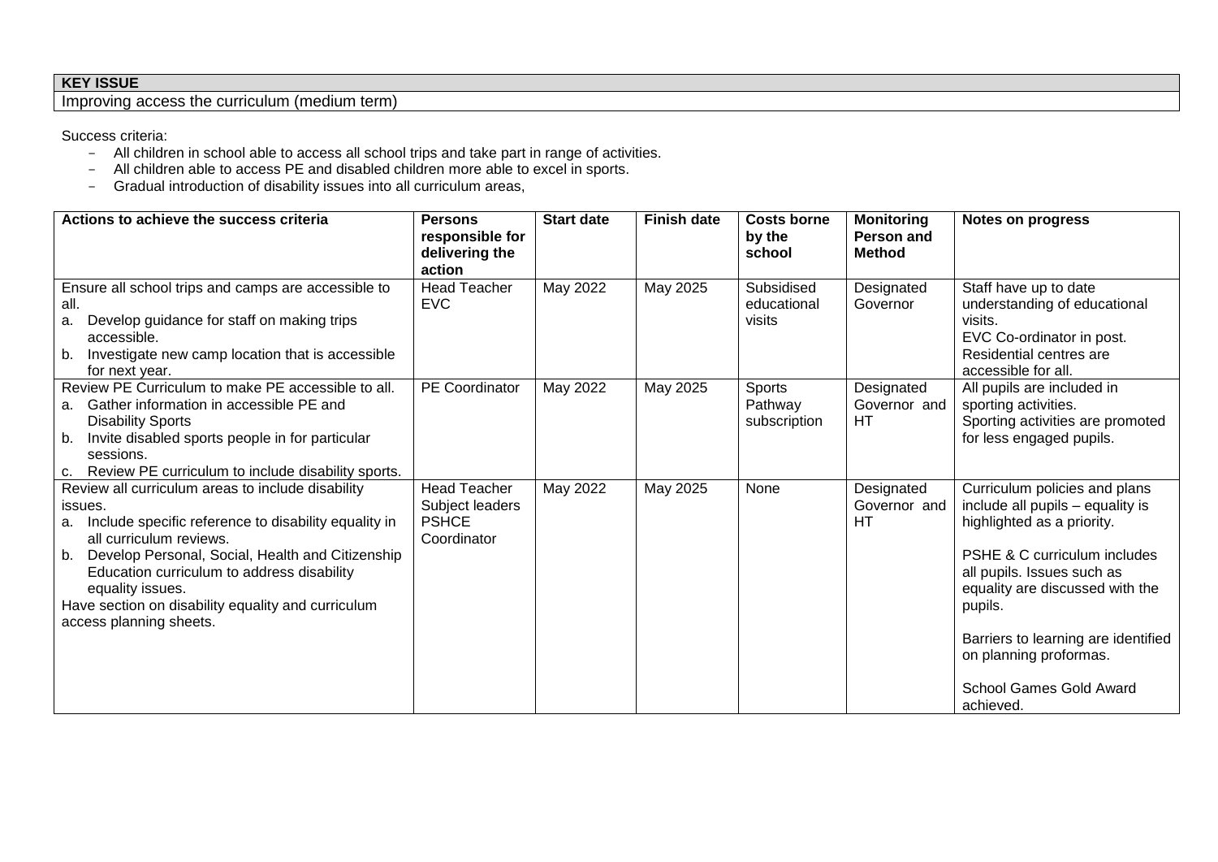| KEY ISSUE |
| --- |
| Improving access the curriculum (medium term) |

Success criteria:

- All children in school able to access all school trips and take part in range of activities.
- All children able to access PE and disabled children more able to excel in sports.
- Gradual introduction of disability issues into all curriculum areas,

| Actions to achieve the success criteria | Persons responsible for delivering the action | Start date | Finish date | Costs borne by the school | Monitoring Person and Method | Notes on progress |
| --- | --- | --- | --- | --- | --- | --- |
| Ensure all school trips and camps are accessible to all.<br>a. Develop guidance for staff on making trips accessible.<br>b. Investigate new camp location that is accessible for next year. | Head Teacher<br>EVC | May 2022 | May 2025 | Subsidised educational visits | Designated Governor | Staff have up to date understanding of educational visits.<br>EVC Co-ordinator in post.<br>Residential centres are accessible for all. |
| Review PE Curriculum to make PE accessible to all.<br>a. Gather information in accessible PE and Disability Sports<br>b. Invite disabled sports people in for particular sessions.<br>c. Review PE curriculum to include disability sports. | PE Coordinator | May 2022 | May 2025 | Sports Pathway subscription | Designated Governor and HT | All pupils are included in sporting activities.<br>Sporting activities are promoted for less engaged pupils. |
| Review all curriculum areas to include disability issues.<br>a. Include specific reference to disability equality in all curriculum reviews.<br>b. Develop Personal, Social, Health and Citizenship Education curriculum to address disability equality issues.<br>Have section on disability equality and curriculum access planning sheets. | Head Teacher<br>Subject leaders<br>PSHCE Coordinator | May 2022 | May 2025 | None | Designated Governor and HT | Curriculum policies and plans include all pupils – equality is highlighted as a priority.<br><br>PSHE & C curriculum includes all pupils. Issues such as equality are discussed with the pupils.<br><br>Barriers to learning are identified on planning proformas.<br><br>School Games Gold Award achieved. |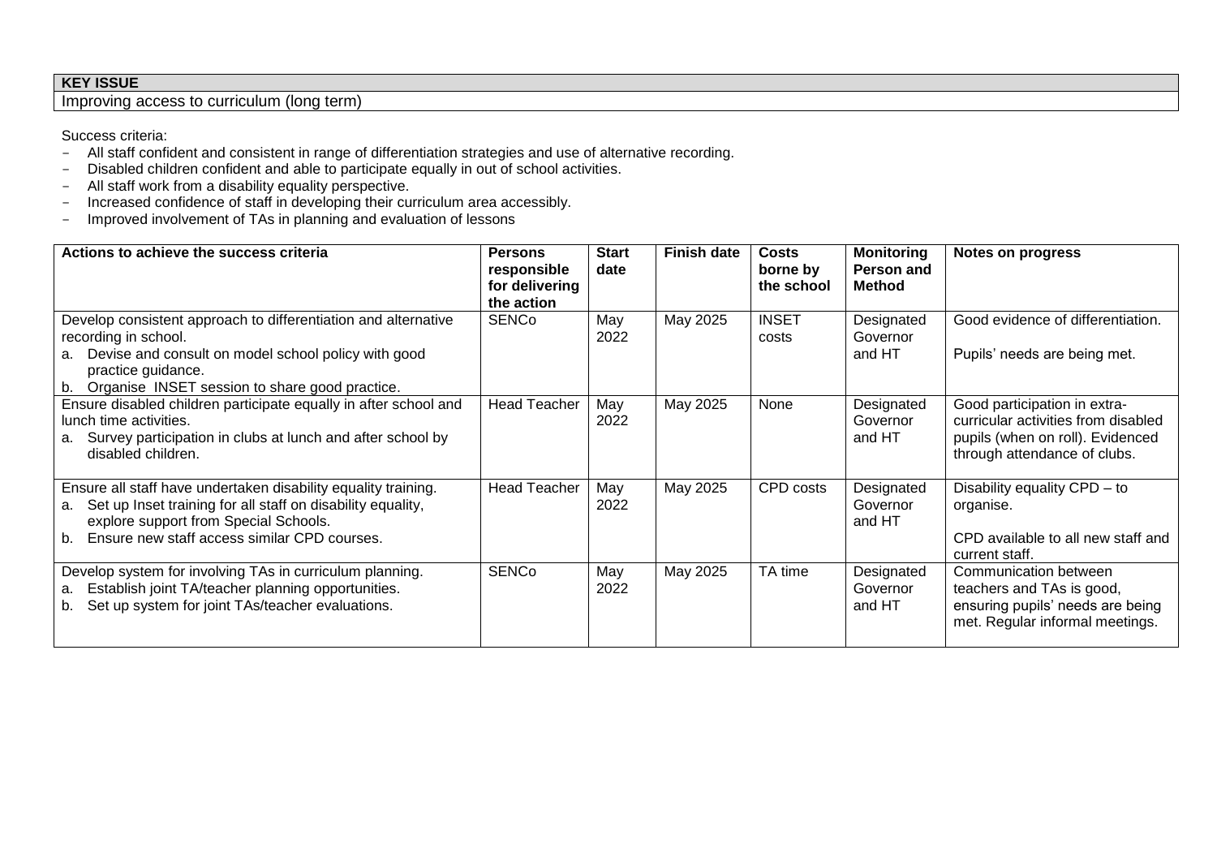| KEY ISSUE |
|---|
| Improving access to curriculum (long term) |

Success criteria:

- All staff confident and consistent in range of differentiation strategies and use of alternative recording.
- Disabled children confident and able to participate equally in out of school activities.
- All staff work from a disability equality perspective.
- Increased confidence of staff in developing their curriculum area accessibly.
- Improved involvement of TAs in planning and evaluation of lessons

| Actions to achieve the success criteria | Persons responsible for delivering the action | Start date | Finish date | Costs borne by the school | Monitoring Person and Method | Notes on progress |
|---|---|---|---|---|---|---|
| Develop consistent approach to differentiation and alternative recording in school.<br>a. Devise and consult on model school policy with good practice guidance.<br>b. Organise INSET session to share good practice. | SENCo | May 2022 | May 2025 | INSET costs | Designated Governor and HT | Good evidence of differentiation.<br><br>Pupils' needs are being met. |
| Ensure disabled children participate equally in after school and lunch time activities.<br>a. Survey participation in clubs at lunch and after school by disabled children. | Head Teacher | May 2022 | May 2025 | None | Designated Governor and HT | Good participation in extra-curricular activities from disabled pupils (when on roll). Evidenced through attendance of clubs. |
| Ensure all staff have undertaken disability equality training.<br>a. Set up Inset training for all staff on disability equality, explore support from Special Schools.<br>b. Ensure new staff access similar CPD courses. | Head Teacher | May 2022 | May 2025 | CPD costs | Designated Governor and HT | Disability equality CPD – to organise.<br><br>CPD available to all new staff and current staff. |
| Develop system for involving TAs in curriculum planning.<br>a. Establish joint TA/teacher planning opportunities.<br>b. Set up system for joint TAs/teacher evaluations. | SENCo | May 2022 | May 2025 | TA time | Designated Governor and HT | Communication between teachers and TAs is good, ensuring pupils' needs are being met. Regular informal meetings. |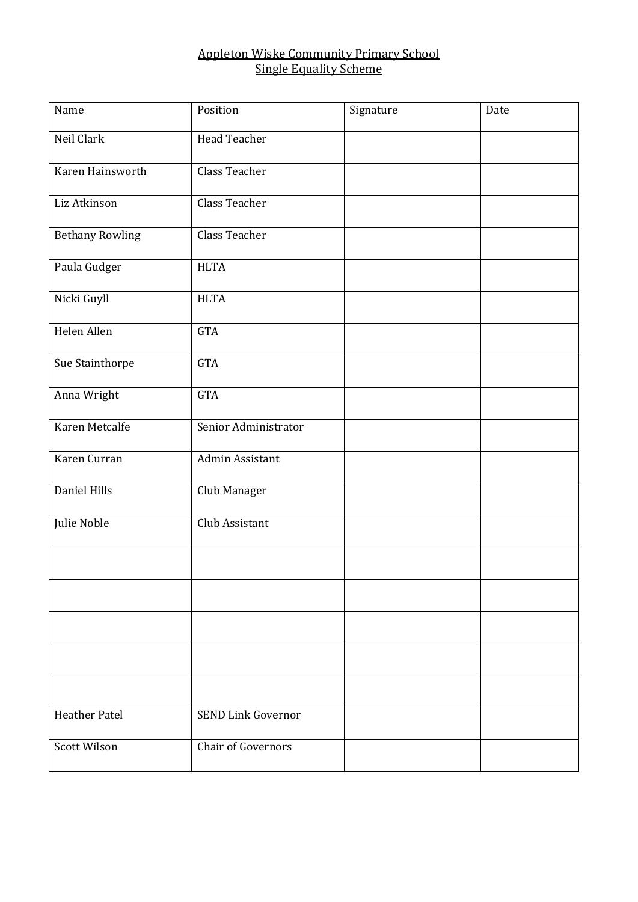Appleton Wiske Community Primary School

Single Equality Scheme

| Name | Position | Signature | Date |
|---|---|---|---|
| Neil Clark | Head Teacher | | |
| Karen Hainsworth | Class Teacher | | |
| Liz Atkinson | Class Teacher | | |
| Bethany Rowling | Class Teacher | | |
| Paula Gudger | HLTA | | |
| Nicki Guyll | HLTA | | |
| Helen Allen | GTA | | |
| Sue Stainthorpe | GTA | | |
| Anna Wright | GTA | | |
| Karen Metcalfe | Senior Administrator | | |
| Karen Curran | Admin Assistant | | |
| Daniel Hills | Club Manager | | |
| Julie Noble | Club Assistant | | |
| | | | |
| | | | |
| | | | |
| | | | |
| | | | |
| Heather Patel | SEND Link Governor | | |
| Scott Wilson | Chair of Governors | | |